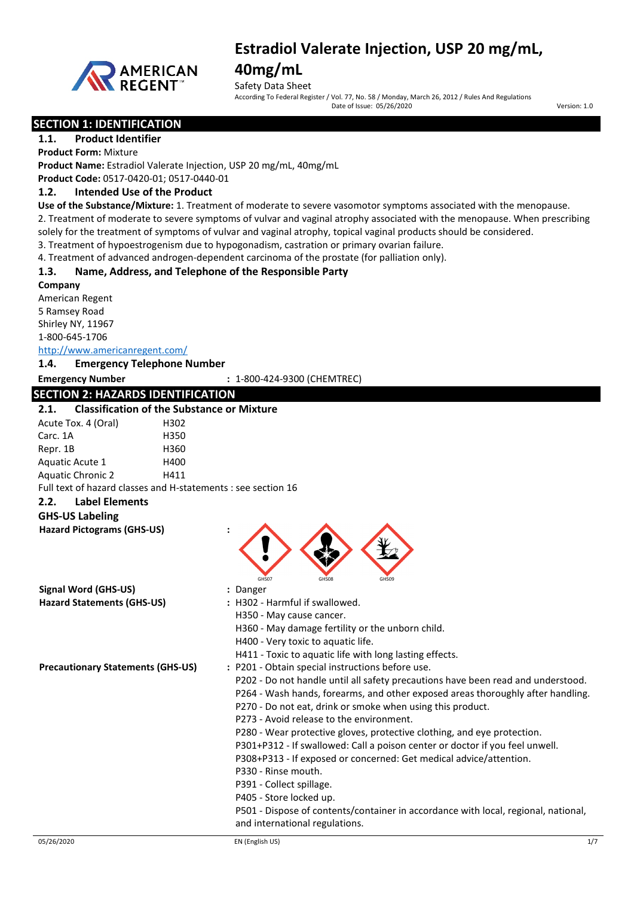# Estradiol Valerate Injection, USP 20 mg/mL, 40mg/mL

Safety Data Sheet

According To Federal Register / Vol. 77, No. 58 / Monday, March 26, 2012 / Rules And Regulations

Date of Issue: 05/26/2020 Version: 1.0

## SECTION 1: IDENTIFICATION

### 1.1. Product Identifier

**Product Form:** Mixture

**Product Name:** Estradiol Valerate Injection, USP 20 mg/mL, 40mg/mL

**Product Code:** 0517-0420-01; 0517-0440-01

### 1.2. Intended Use of the Product

**Use of the Substance/Mixture:** 1. Treatment of moderate to severe vasomotor symptoms associated with the menopause.

2. Treatment of moderate to severe symptoms of vulvar and vaginal atrophy associated with the menopause. When prescribing solely for the treatment of symptoms of vulvar and vaginal atrophy, topical vaginal products should be considered.

3. Treatment of hypoestrogenism due to hypogonadism, castration or primary ovarian failure.

4. Treatment of advanced androgen-dependent carcinoma of the prostate (for palliation only).

### 1.3. Name, Address, and Telephone of the Responsible Party

**Company**

American Regent
5 Ramsey Road
Shirley NY, 11967
1-800-645-1706
http://www.americanregent.com/

### 1.4. Emergency Telephone Number

**Emergency Number** : 1-800-424-9300 (CHEMTREC)

## SECTION 2: HAZARDS IDENTIFICATION

### 2.1. Classification of the Substance or Mixture

| | |
|---|---|
| Acute Tox. 4 (Oral) | H302 |
| Carc. 1A | H350 |
| Repr. 1B | H360 |
| Aquatic Acute 1 | H400 |
| Aquatic Chronic 2 | H411 |

Full text of hazard classes and H-statements : see section 16

### 2.2. Label Elements

**GHS-US Labeling**

**Hazard Pictograms (GHS-US)** : GHS07 GHS08 GHS09

**Signal Word (GHS-US)** : Danger

**Hazard Statements (GHS-US)** : H302 - Harmful if swallowed.
H350 - May cause cancer.
H360 - May damage fertility or the unborn child.
H400 - Very toxic to aquatic life.
H411 - Toxic to aquatic life with long lasting effects.

**Precautionary Statements (GHS-US)** : P201 - Obtain special instructions before use.
P202 - Do not handle until all safety precautions have been read and understood.
P264 - Wash hands, forearms, and other exposed areas thoroughly after handling.
P270 - Do not eat, drink or smoke when using this product.
P273 - Avoid release to the environment.
P280 - Wear protective gloves, protective clothing, and eye protection.
P301+P312 - If swallowed: Call a poison center or doctor if you feel unwell.
P308+P313 - If exposed or concerned: Get medical advice/attention.
P330 - Rinse mouth.
P391 - Collect spillage.
P405 - Store locked up.
P501 - Dispose of contents/container in accordance with local, regional, national, and international regulations.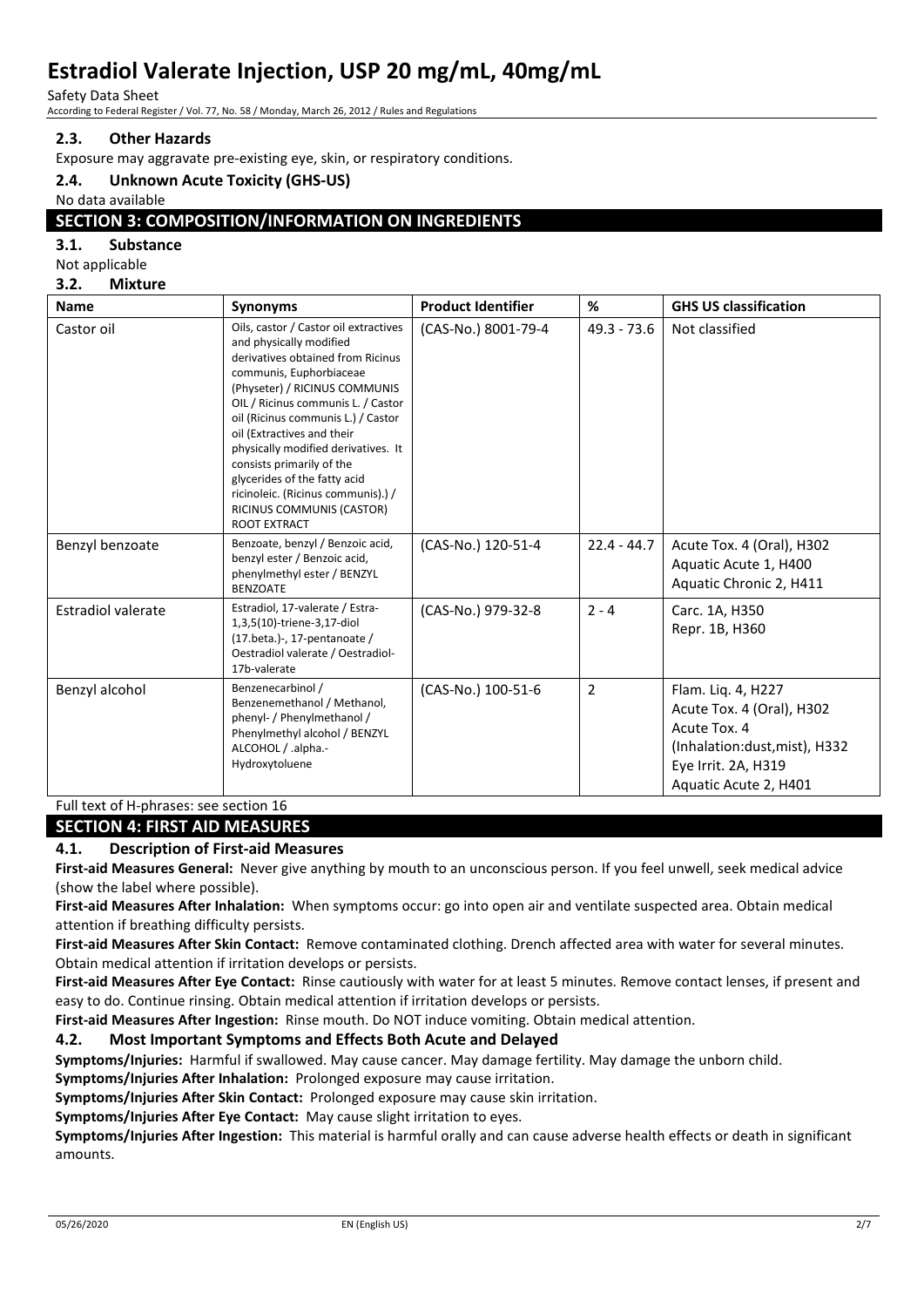### 2.3. Other Hazards

Exposure may aggravate pre-existing eye, skin, or respiratory conditions.

### 2.4. Unknown Acute Toxicity (GHS-US)

No data available

## SECTION 3: COMPOSITION/INFORMATION ON INGREDIENTS

### 3.1. Substance

Not applicable

### 3.2. Mixture

| Name | Synonyms | Product Identifier | % | GHS US classification |
|---|---|---|---|---|
| Castor oil | Oils, castor / Castor oil extractives and physically modified derivatives obtained from Ricinus communis, Euphorbiaceae (Physeter) / RICINUS COMMUNIS OIL / Ricinus communis L. / Castor oil (Ricinus communis L.) / Castor oil (Extractives and their physically modified derivatives. It consists primarily of the glycerides of the fatty acid ricinoleic. (Ricinus communis).) / RICINUS COMMUNIS (CASTOR) ROOT EXTRACT | (CAS-No.) 8001-79-4 | 49.3 - 73.6 | Not classified |
| Benzyl benzoate | Benzoate, benzyl / Benzoic acid, benzyl ester / Benzoic acid, phenylmethyl ester / BENZYL BENZOATE | (CAS-No.) 120-51-4 | 22.4 - 44.7 | Acute Tox. 4 (Oral), H302<br>Aquatic Acute 1, H400<br>Aquatic Chronic 2, H411 |
| Estradiol valerate | Estradiol, 17-valerate / Estra-1,3,5(10)-triene-3,17-diol (17.beta.)-, 17-pentanoate / Oestradiol valerate / Oestradiol-17b-valerate | (CAS-No.) 979-32-8 | 2 - 4 | Carc. 1A, H350<br>Repr. 1B, H360 |
| Benzyl alcohol | Benzenecarbinol / Benzenemethanol / Methanol, phenyl- / Phenylmethanol / Phenylmethyl alcohol / BENZYL ALCOHOL / .alpha.-Hydroxytoluene | (CAS-No.) 100-51-6 | 2 | Flam. Liq. 4, H227<br>Acute Tox. 4 (Oral), H302<br>Acute Tox. 4 (Inhalation:dust,mist), H332<br>Eye Irrit. 2A, H319<br>Aquatic Acute 2, H401 |

Full text of H-phrases: see section 16

## SECTION 4: FIRST AID MEASURES

### 4.1. Description of First-aid Measures

**First-aid Measures General:** Never give anything by mouth to an unconscious person. If you feel unwell, seek medical advice (show the label where possible).

**First-aid Measures After Inhalation:** When symptoms occur: go into open air and ventilate suspected area. Obtain medical attention if breathing difficulty persists.

**First-aid Measures After Skin Contact:** Remove contaminated clothing. Drench affected area with water for several minutes. Obtain medical attention if irritation develops or persists.

**First-aid Measures After Eye Contact:** Rinse cautiously with water for at least 5 minutes. Remove contact lenses, if present and easy to do. Continue rinsing. Obtain medical attention if irritation develops or persists.

**First-aid Measures After Ingestion:** Rinse mouth. Do NOT induce vomiting. Obtain medical attention.

### 4.2. Most Important Symptoms and Effects Both Acute and Delayed

**Symptoms/Injuries:** Harmful if swallowed. May cause cancer. May damage fertility. May damage the unborn child.

**Symptoms/Injuries After Inhalation:** Prolonged exposure may cause irritation.

**Symptoms/Injuries After Skin Contact:** Prolonged exposure may cause skin irritation.

**Symptoms/Injuries After Eye Contact:** May cause slight irritation to eyes.

**Symptoms/Injuries After Ingestion:** This material is harmful orally and can cause adverse health effects or death in significant amounts.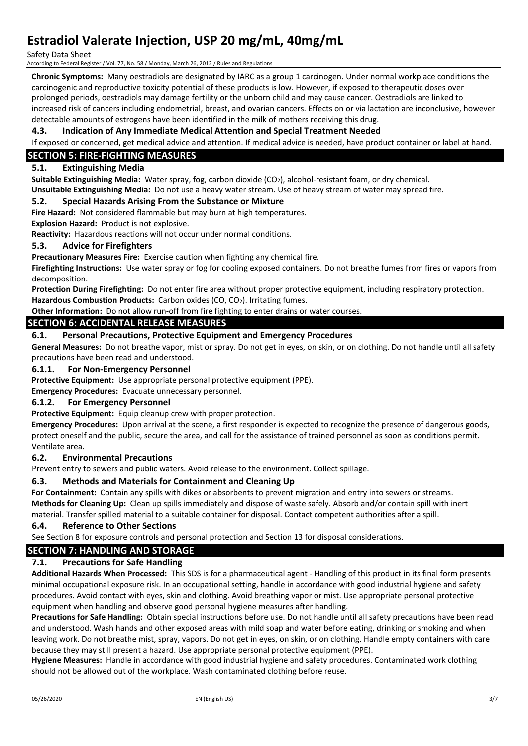**Chronic Symptoms:** Many oestradiols are designated by IARC as a group 1 carcinogen. Under normal workplace conditions the carcinogenic and reproductive toxicity potential of these products is low. However, if exposed to therapeutic doses over prolonged periods, oestradiols may damage fertility or the unborn child and may cause cancer. Oestradiols are linked to increased risk of cancers including endometrial, breast, and ovarian cancers. Effects on or via lactation are inconclusive, however detectable amounts of estrogens have been identified in the milk of mothers receiving this drug.

### 4.3. Indication of Any Immediate Medical Attention and Special Treatment Needed

If exposed or concerned, get medical advice and attention. If medical advice is needed, have product container or label at hand.

## SECTION 5: FIRE-FIGHTING MEASURES

### 5.1. Extinguishing Media

**Suitable Extinguishing Media:** Water spray, fog, carbon dioxide ($CO_2$), alcohol-resistant foam, or dry chemical.

**Unsuitable Extinguishing Media:** Do not use a heavy water stream. Use of heavy stream of water may spread fire.

### 5.2. Special Hazards Arising From the Substance or Mixture

**Fire Hazard:** Not considered flammable but may burn at high temperatures.

**Explosion Hazard:** Product is not explosive.

**Reactivity:** Hazardous reactions will not occur under normal conditions.

### 5.3. Advice for Firefighters

**Precautionary Measures Fire:** Exercise caution when fighting any chemical fire.

**Firefighting Instructions:** Use water spray or fog for cooling exposed containers. Do not breathe fumes from fires or vapors from decomposition.

**Protection During Firefighting:** Do not enter fire area without proper protective equipment, including respiratory protection.

**Hazardous Combustion Products:** Carbon oxides ($CO$, $CO_2$). Irritating fumes.

**Other Information:** Do not allow run-off from fire fighting to enter drains or water courses.

## SECTION 6: ACCIDENTAL RELEASE MEASURES

### 6.1. Personal Precautions, Protective Equipment and Emergency Procedures

**General Measures:** Do not breathe vapor, mist or spray. Do not get in eyes, on skin, or on clothing. Do not handle until all safety precautions have been read and understood.

#### 6.1.1. For Non-Emergency Personnel

**Protective Equipment:** Use appropriate personal protective equipment (PPE).

**Emergency Procedures:** Evacuate unnecessary personnel.

#### 6.1.2. For Emergency Personnel

**Protective Equipment:** Equip cleanup crew with proper protection.

**Emergency Procedures:** Upon arrival at the scene, a first responder is expected to recognize the presence of dangerous goods, protect oneself and the public, secure the area, and call for the assistance of trained personnel as soon as conditions permit. Ventilate area.

### 6.2. Environmental Precautions

Prevent entry to sewers and public waters. Avoid release to the environment. Collect spillage.

### 6.3. Methods and Materials for Containment and Cleaning Up

**For Containment:** Contain any spills with dikes or absorbents to prevent migration and entry into sewers or streams.

**Methods for Cleaning Up:** Clean up spills immediately and dispose of waste safely. Absorb and/or contain spill with inert material. Transfer spilled material to a suitable container for disposal. Contact competent authorities after a spill.

### 6.4. Reference to Other Sections

See Section 8 for exposure controls and personal protection and Section 13 for disposal considerations.

## SECTION 7: HANDLING AND STORAGE

### 7.1. Precautions for Safe Handling

**Additional Hazards When Processed:** This SDS is for a pharmaceutical agent - Handling of this product in its final form presents minimal occupational exposure risk. In an occupational setting, handle in accordance with good industrial hygiene and safety procedures. Avoid contact with eyes, skin and clothing. Avoid breathing vapor or mist. Use appropriate personal protective equipment when handling and observe good personal hygiene measures after handling.

**Precautions for Safe Handling:** Obtain special instructions before use. Do not handle until all safety precautions have been read and understood. Wash hands and other exposed areas with mild soap and water before eating, drinking or smoking and when leaving work. Do not breathe mist, spray, vapors. Do not get in eyes, on skin, or on clothing. Handle empty containers with care because they may still present a hazard. Use appropriate personal protective equipment (PPE).

**Hygiene Measures:** Handle in accordance with good industrial hygiene and safety procedures. Contaminated work clothing should not be allowed out of the workplace. Wash contaminated clothing before reuse.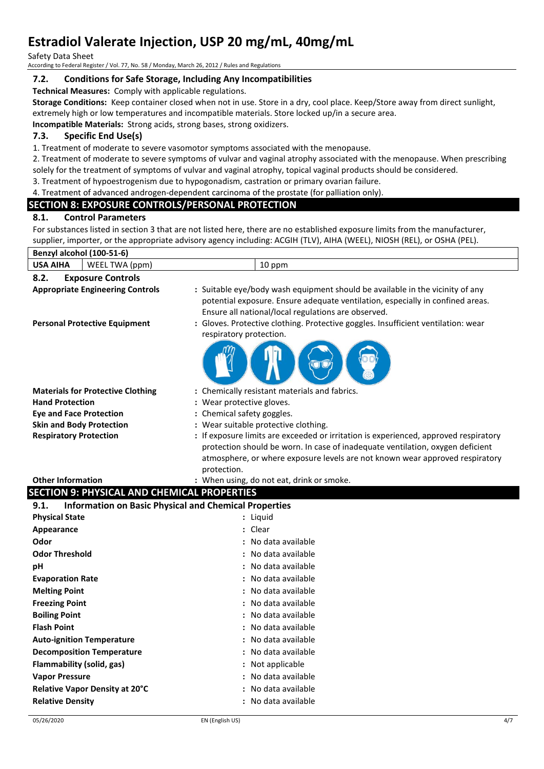### 7.2. Conditions for Safe Storage, Including Any Incompatibilities

**Technical Measures:** Comply with applicable regulations.

**Storage Conditions:** Keep container closed when not in use. Store in a dry, cool place. Keep/Store away from direct sunlight, extremely high or low temperatures and incompatible materials. Store locked up/in a secure area.

**Incompatible Materials:** Strong acids, strong bases, strong oxidizers.

### 7.3. Specific End Use(s)

1. Treatment of moderate to severe vasomotor symptoms associated with the menopause.
2. Treatment of moderate to severe symptoms of vulvar and vaginal atrophy associated with the menopause. When prescribing solely for the treatment of symptoms of vulvar and vaginal atrophy, topical vaginal products should be considered.
3. Treatment of hypoestrogenism due to hypogonadism, castration or primary ovarian failure.
4. Treatment of advanced androgen-dependent carcinoma of the prostate (for palliation only).

## SECTION 8: EXPOSURE CONTROLS/PERSONAL PROTECTION

### 8.1. Control Parameters

For substances listed in section 3 that are not listed here, there are no established exposure limits from the manufacturer, supplier, importer, or the appropriate advisory agency including: ACGIH (TLV), AIHA (WEEL), NIOSH (REL), or OSHA (PEL).

| Benzyl alcohol (100-51-6) | | |
|---|---|---|
| USA AIHA | WEEL TWA (ppm) | 10 ppm |

### 8.2. Exposure Controls

**Appropriate Engineering Controls** : Suitable eye/body wash equipment should be available in the vicinity of any potential exposure. Ensure adequate ventilation, especially in confined areas. Ensure all national/local regulations are observed.

**Personal Protective Equipment** : Gloves. Protective clothing. Protective goggles. Insufficient ventilation: wear respiratory protection.

**Materials for Protective Clothing** : Chemically resistant materials and fabrics.

**Hand Protection** : Wear protective gloves.

**Eye and Face Protection** : Chemical safety goggles.

**Skin and Body Protection** : Wear suitable protective clothing.

**Respiratory Protection** : If exposure limits are exceeded or irritation is experienced, approved respiratory protection should be worn. In case of inadequate ventilation, oxygen deficient atmosphere, or where exposure levels are not known wear approved respiratory protection.

**Other Information** : When using, do not eat, drink or smoke.

## SECTION 9: PHYSICAL AND CHEMICAL PROPERTIES

### 9.1. Information on Basic Physical and Chemical Properties

| | |
|---|---|
| **Physical State** | : Liquid |
| **Appearance** | : Clear |
| **Odor** | : No data available |
| **Odor Threshold** | : No data available |
| **pH** | : No data available |
| **Evaporation Rate** | : No data available |
| **Melting Point** | : No data available |
| **Freezing Point** | : No data available |
| **Boiling Point** | : No data available |
| **Flash Point** | : No data available |
| **Auto-ignition Temperature** | : No data available |
| **Decomposition Temperature** | : No data available |
| **Flammability (solid, gas)** | : Not applicable |
| **Vapor Pressure** | : No data available |
| **Relative Vapor Density at 20°C** | : No data available |
| **Relative Density** | : No data available |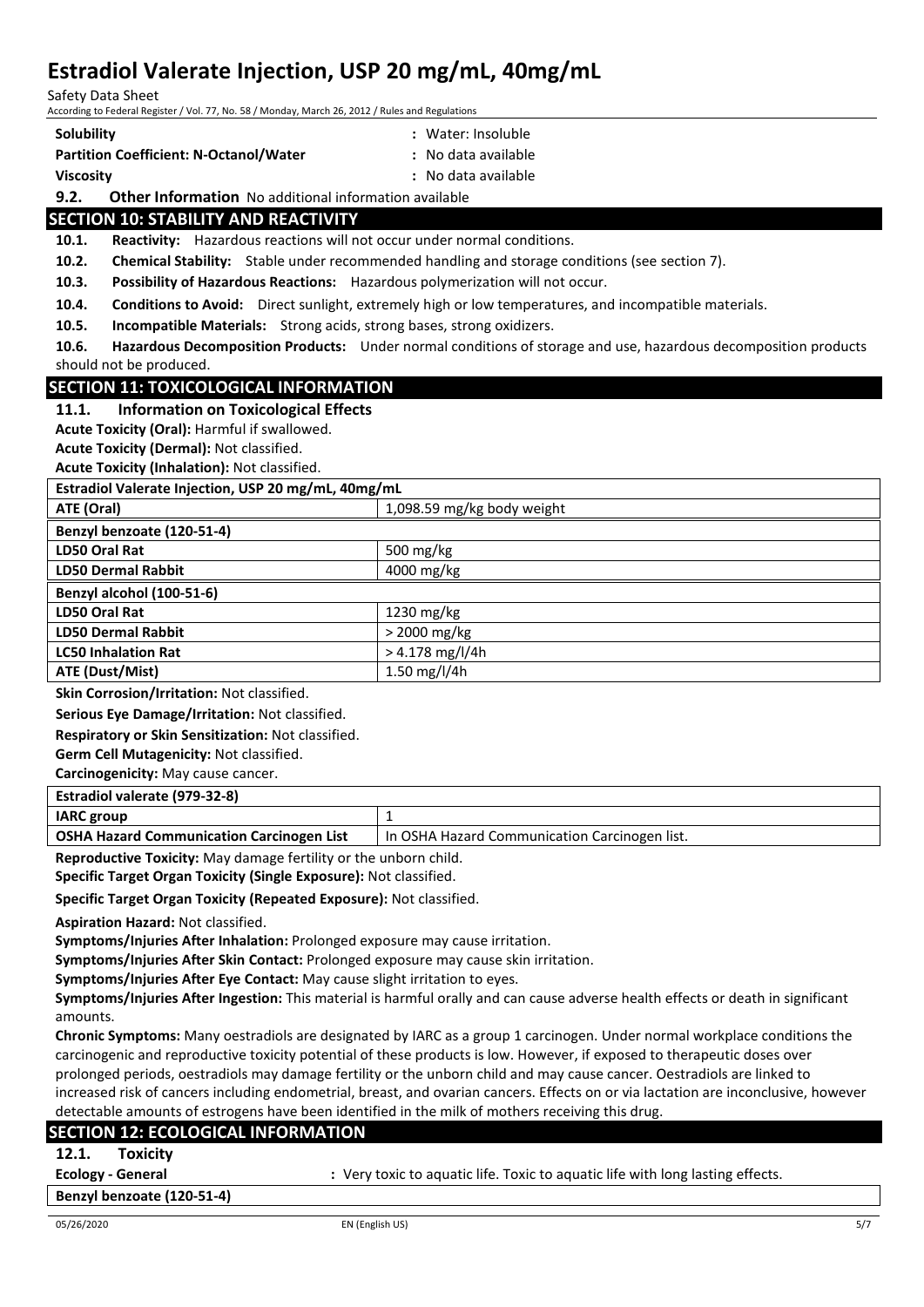| | |
|---|---|
| **Solubility** | : Water: Insoluble |
| **Partition Coefficient: N-Octanol/Water** | : No data available |
| **Viscosity** | : No data available |

**9.2. Other Information** No additional information available

## SECTION 10: STABILITY AND REACTIVITY

**10.1. Reactivity:** Hazardous reactions will not occur under normal conditions.

**10.2. Chemical Stability:** Stable under recommended handling and storage conditions (see section 7).

**10.3. Possibility of Hazardous Reactions:** Hazardous polymerization will not occur.

**10.4. Conditions to Avoid:** Direct sunlight, extremely high or low temperatures, and incompatible materials.

**10.5. Incompatible Materials:** Strong acids, strong bases, strong oxidizers.

**10.6. Hazardous Decomposition Products:** Under normal conditions of storage and use, hazardous decomposition products should not be produced.

## SECTION 11: TOXICOLOGICAL INFORMATION

### 11.1. Information on Toxicological Effects

**Acute Toxicity (Oral):** Harmful if swallowed.

**Acute Toxicity (Dermal):** Not classified.

**Acute Toxicity (Inhalation):** Not classified.

| Estradiol Valerate Injection, USP 20 mg/mL, 40mg/mL | |
|---|---|
| **ATE (Oral)** | 1,098.59 mg/kg body weight |
| **Benzyl benzoate (120-51-4)** | |
| **LD50 Oral Rat** | 500 mg/kg |
| **LD50 Dermal Rabbit** | 4000 mg/kg |
| **Benzyl alcohol (100-51-6)** | |
| **LD50 Oral Rat** | 1230 mg/kg |
| **LD50 Dermal Rabbit** | > 2000 mg/kg |
| **LC50 Inhalation Rat** | > 4.178 mg/l/4h |
| **ATE (Dust/Mist)** | 1.50 mg/l/4h |

**Skin Corrosion/Irritation:** Not classified.

**Serious Eye Damage/Irritation:** Not classified.

**Respiratory or Skin Sensitization:** Not classified.

**Germ Cell Mutagenicity:** Not classified.

**Carcinogenicity:** May cause cancer.

| Estradiol valerate (979-32-8) | |
|---|---|
| **IARC group** | 1 |
| **OSHA Hazard Communication Carcinogen List** | In OSHA Hazard Communication Carcinogen list. |

**Reproductive Toxicity:** May damage fertility or the unborn child.

**Specific Target Organ Toxicity (Single Exposure):** Not classified.

**Specific Target Organ Toxicity (Repeated Exposure):** Not classified.

**Aspiration Hazard:** Not classified.

**Symptoms/Injuries After Inhalation:** Prolonged exposure may cause irritation.

**Symptoms/Injuries After Skin Contact:** Prolonged exposure may cause skin irritation.

**Symptoms/Injuries After Eye Contact:** May cause slight irritation to eyes.

**Symptoms/Injuries After Ingestion:** This material is harmful orally and can cause adverse health effects or death in significant amounts.

**Chronic Symptoms:** Many oestradiols are designated by IARC as a group 1 carcinogen. Under normal workplace conditions the carcinogenic and reproductive toxicity potential of these products is low. However, if exposed to therapeutic doses over prolonged periods, oestradiols may damage fertility or the unborn child and may cause cancer. Oestradiols are linked to increased risk of cancers including endometrial, breast, and ovarian cancers. Effects on or via lactation are inconclusive, however detectable amounts of estrogens have been identified in the milk of mothers receiving this drug.

## SECTION 12: ECOLOGICAL INFORMATION

### 12.1. Toxicity

**Ecology - General** : Very toxic to aquatic life. Toxic to aquatic life with long lasting effects.

| Benzyl benzoate (120-51-4) |
|---|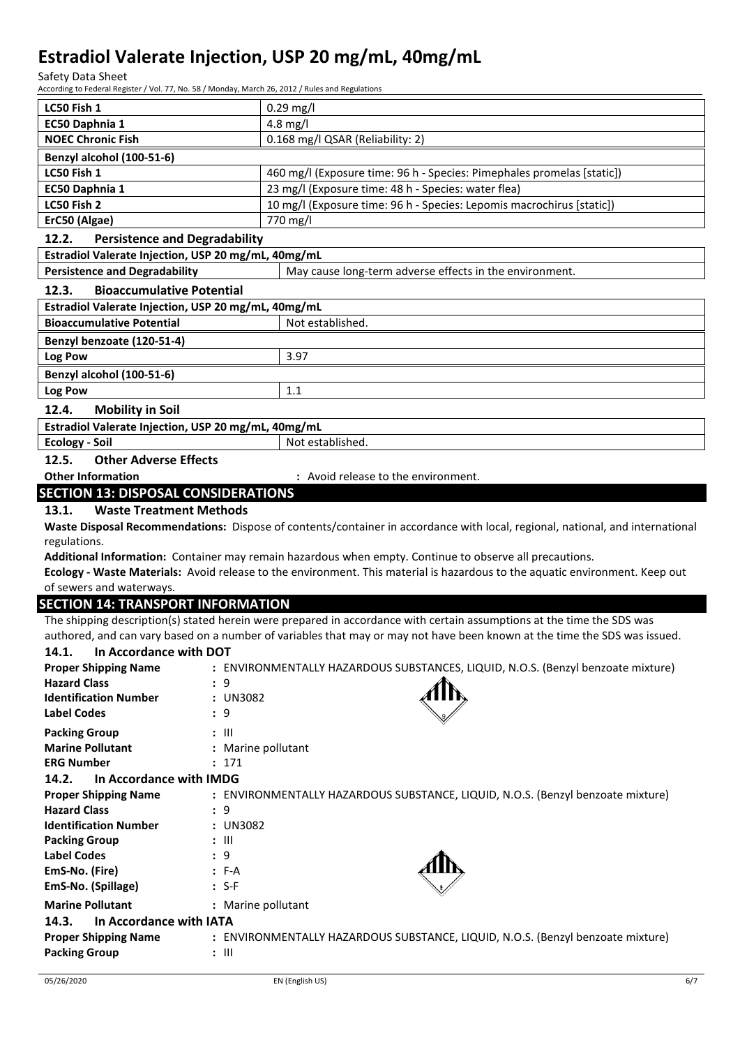| | |
|---|---|
| **LC50 Fish 1** | 0.29 mg/l |
| **EC50 Daphnia 1** | 4.8 mg/l |
| **NOEC Chronic Fish** | 0.168 mg/l QSAR (Reliability: 2) |
| **Benzyl alcohol (100-51-6)** | |
| **LC50 Fish 1** | 460 mg/l (Exposure time: 96 h - Species: Pimephales promelas [static]) |
| **EC50 Daphnia 1** | 23 mg/l (Exposure time: 48 h - Species: water flea) |
| **LC50 Fish 2** | 10 mg/l (Exposure time: 96 h - Species: Lepomis macrochirus [static]) |
| **ErC50 (Algae)** | 770 mg/l |

### 12.2. Persistence and Degradability

| **Estradiol Valerate Injection, USP 20 mg/mL, 40mg/mL** | |
|---|---|
| **Persistence and Degradability** | May cause long-term adverse effects in the environment. |

### 12.3. Bioaccumulative Potential

| **Estradiol Valerate Injection, USP 20 mg/mL, 40mg/mL** | |
|---|---|
| **Bioaccumulative Potential** | Not established. |
| **Benzyl benzoate (120-51-4)** | |
| **Log Pow** | 3.97 |
| **Benzyl alcohol (100-51-6)** | |
| **Log Pow** | 1.1 |

### 12.4. Mobility in Soil

| **Estradiol Valerate Injection, USP 20 mg/mL, 40mg/mL** | |
|---|---|
| **Ecology - Soil** | Not established. |

### 12.5. Other Adverse Effects

**Other Information** : Avoid release to the environment.

## SECTION 13: DISPOSAL CONSIDERATIONS

### 13.1. Waste Treatment Methods

**Waste Disposal Recommendations:** Dispose of contents/container in accordance with local, regional, national, and international regulations.

**Additional Information:** Container may remain hazardous when empty. Continue to observe all precautions.

**Ecology - Waste Materials:** Avoid release to the environment. This material is hazardous to the aquatic environment. Keep out of sewers and waterways.

## SECTION 14: TRANSPORT INFORMATION

The shipping description(s) stated herein were prepared in accordance with certain assumptions at the time the SDS was authored, and can vary based on a number of variables that may or may not have been known at the time the SDS was issued.

### 14.1. In Accordance with DOT

**Proper Shipping Name** : ENVIRONMENTALLY HAZARDOUS SUBSTANCES, LIQUID, N.O.S. (Benzyl benzoate mixture)
**Hazard Class** : 9
**Identification Number** : UN3082
**Label Codes** : 9
**Packing Group** : III
**Marine Pollutant** : Marine pollutant
**ERG Number** : 171

### 14.2. In Accordance with IMDG

**Proper Shipping Name** : ENVIRONMENTALLY HAZARDOUS SUBSTANCE, LIQUID, N.O.S. (Benzyl benzoate mixture)
**Hazard Class** : 9
**Identification Number** : UN3082
**Packing Group** : III
**Label Codes** : 9
**EmS-No. (Fire)** : F-A
**EmS-No. (Spillage)** : S-F
**Marine Pollutant** : Marine pollutant

### 14.3. In Accordance with IATA

**Proper Shipping Name** : ENVIRONMENTALLY HAZARDOUS SUBSTANCE, LIQUID, N.O.S. (Benzyl benzoate mixture)
**Packing Group** : III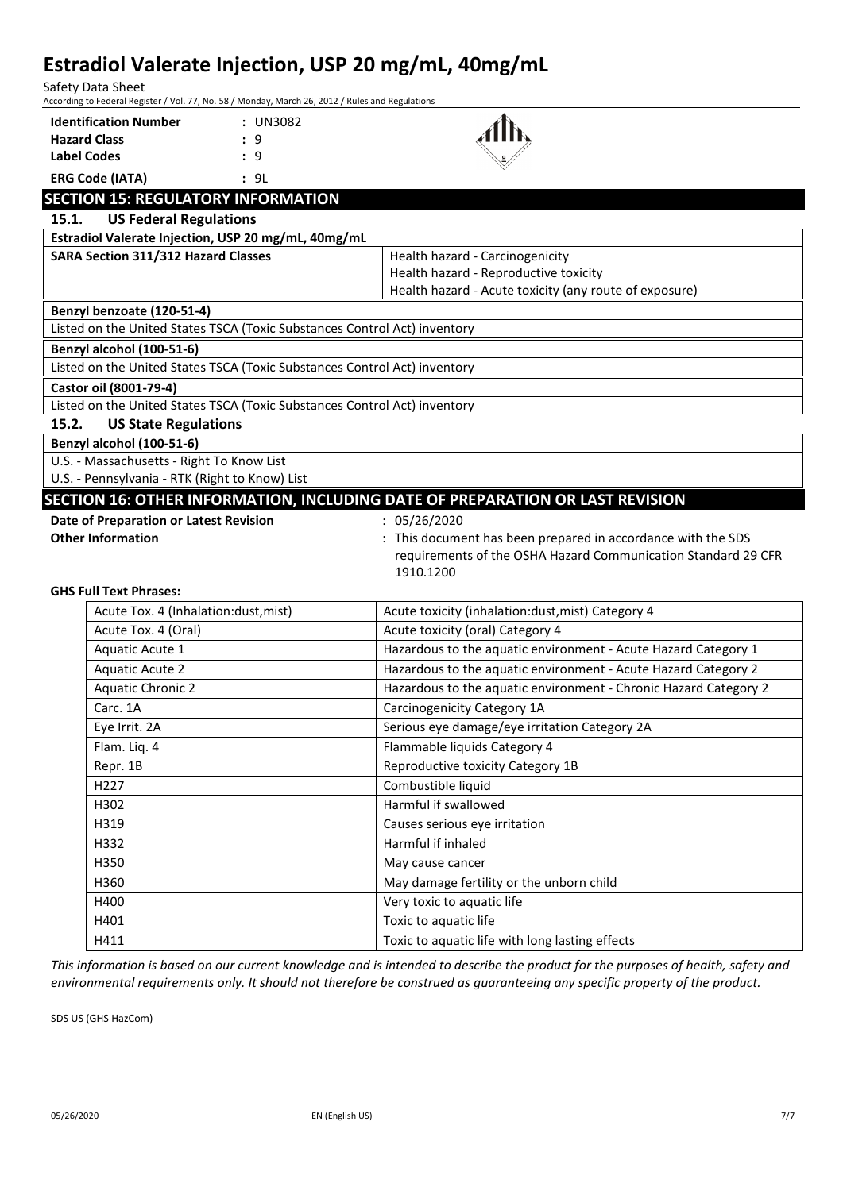| | | |
|---|---|---|
| **Identification Number** | : | UN3082 |
| **Hazard Class** | : | 9 |
| **Label Codes** | : | 9 |
| **ERG Code (IATA)** | : | 9L |

## SECTION 15: REGULATORY INFORMATION

### 15.1. US Federal Regulations

| **Estradiol Valerate Injection, USP 20 mg/mL, 40mg/mL** | |
|---|---|
| **SARA Section 311/312 Hazard Classes** | Health hazard - Carcinogenicity<br>Health hazard - Reproductive toxicity<br>Health hazard - Acute toxicity (any route of exposure) |

**Benzyl benzoate (120-51-4)**

Listed on the United States TSCA (Toxic Substances Control Act) inventory

**Benzyl alcohol (100-51-6)**

Listed on the United States TSCA (Toxic Substances Control Act) inventory

**Castor oil (8001-79-4)**

Listed on the United States TSCA (Toxic Substances Control Act) inventory

### 15.2. US State Regulations

**Benzyl alcohol (100-51-6)**

U.S. - Massachusetts - Right To Know List

U.S. - Pennsylvania - RTK (Right to Know) List

## SECTION 16: OTHER INFORMATION, INCLUDING DATE OF PREPARATION OR LAST REVISION

| | | |
|---|---|---|
| **Date of Preparation or Latest Revision** | : | 05/26/2020 |
| **Other Information** | : | This document has been prepared in accordance with the SDS requirements of the OSHA Hazard Communication Standard 29 CFR 1910.1200 |

**GHS Full Text Phrases:**

| | |
|---|---|
| Acute Tox. 4 (Inhalation:dust,mist) | Acute toxicity (inhalation:dust,mist) Category 4 |
| Acute Tox. 4 (Oral) | Acute toxicity (oral) Category 4 |
| Aquatic Acute 1 | Hazardous to the aquatic environment - Acute Hazard Category 1 |
| Aquatic Acute 2 | Hazardous to the aquatic environment - Acute Hazard Category 2 |
| Aquatic Chronic 2 | Hazardous to the aquatic environment - Chronic Hazard Category 2 |
| Carc. 1A | Carcinogenicity Category 1A |
| Eye Irrit. 2A | Serious eye damage/eye irritation Category 2A |
| Flam. Liq. 4 | Flammable liquids Category 4 |
| Repr. 1B | Reproductive toxicity Category 1B |
| H227 | Combustible liquid |
| H302 | Harmful if swallowed |
| H319 | Causes serious eye irritation |
| H332 | Harmful if inhaled |
| H350 | May cause cancer |
| H360 | May damage fertility or the unborn child |
| H400 | Very toxic to aquatic life |
| H401 | Toxic to aquatic life |
| H411 | Toxic to aquatic life with long lasting effects |

*This information is based on our current knowledge and is intended to describe the product for the purposes of health, safety and environmental requirements only. It should not therefore be construed as guaranteeing any specific property of the product.*

SDS US (GHS HazCom)